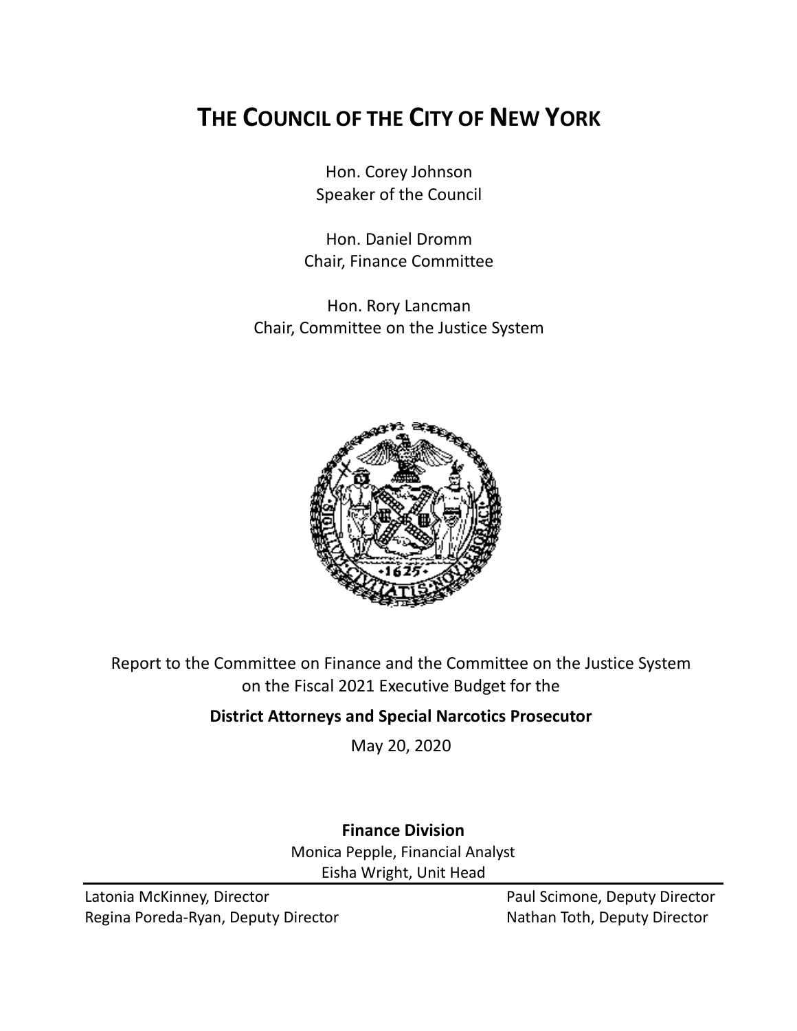# THE COUNCIL OF THE CITY OF NEW YORK

Hon. Corey Johnson
Speaker of the Council

Hon. Daniel Dromm
Chair, Finance Committee

Hon. Rory Lancman
Chair, Committee on the Justice System

Report to the Committee on Finance and the Committee on the Justice System on the Fiscal 2021 Executive Budget for the

**District Attorneys and Special Narcotics Prosecutor**

May 20, 2020

**Finance Division**

Monica Pepple, Financial Analyst
Eisha Wright, Unit Head

Latonia McKinney, Director
Regina Poreda-Ryan, Deputy Director
Paul Scimone, Deputy Director
Nathan Toth, Deputy Director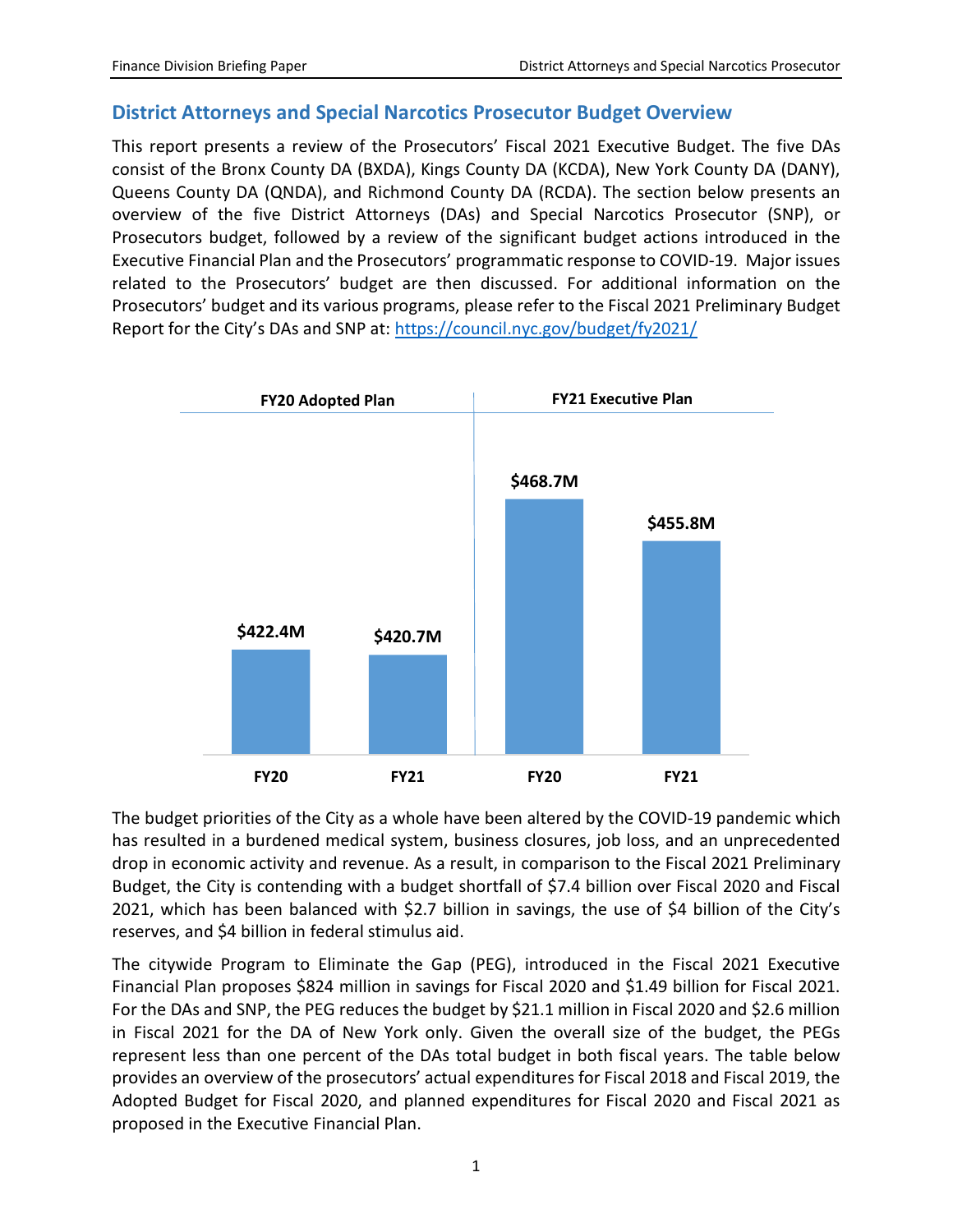## District Attorneys and Special Narcotics Prosecutor Budget Overview

This report presents a review of the Prosecutors' Fiscal 2021 Executive Budget. The five DAs consist of the Bronx County DA (BXDA), Kings County DA (KCDA), New York County DA (DANY), Queens County DA (QNDA), and Richmond County DA (RCDA). The section below presents an overview of the five District Attorneys (DAs) and Special Narcotics Prosecutor (SNP), or Prosecutors budget, followed by a review of the significant budget actions introduced in the Executive Financial Plan and the Prosecutors' programmatic response to COVID-19. Major issues related to the Prosecutors' budget are then discussed. For additional information on the Prosecutors' budget and its various programs, please refer to the Fiscal 2021 Preliminary Budget Report for the City's DAs and SNP at: https://council.nyc.gov/budget/fy2021/

| FY20 Adopted Plan | | FY21 Executive Plan | |
|---|---|---|---|
| FY20 | FY21 | FY20 | FY21 |
| $422.4M | $420.7M | $468.7M | $455.8M |

The budget priorities of the City as a whole have been altered by the COVID-19 pandemic which has resulted in a burdened medical system, business closures, job loss, and an unprecedented drop in economic activity and revenue. As a result, in comparison to the Fiscal 2021 Preliminary Budget, the City is contending with a budget shortfall of $7.4 billion over Fiscal 2020 and Fiscal 2021, which has been balanced with $2.7 billion in savings, the use of $4 billion of the City's reserves, and $4 billion in federal stimulus aid.

The citywide Program to Eliminate the Gap (PEG), introduced in the Fiscal 2021 Executive Financial Plan proposes $824 million in savings for Fiscal 2020 and $1.49 billion for Fiscal 2021. For the DAs and SNP, the PEG reduces the budget by $21.1 million in Fiscal 2020 and $2.6 million in Fiscal 2021 for the DA of New York only. Given the overall size of the budget, the PEGs represent less than one percent of the DAs total budget in both fiscal years. The table below provides an overview of the prosecutors' actual expenditures for Fiscal 2018 and Fiscal 2019, the Adopted Budget for Fiscal 2020, and planned expenditures for Fiscal 2020 and Fiscal 2021 as proposed in the Executive Financial Plan.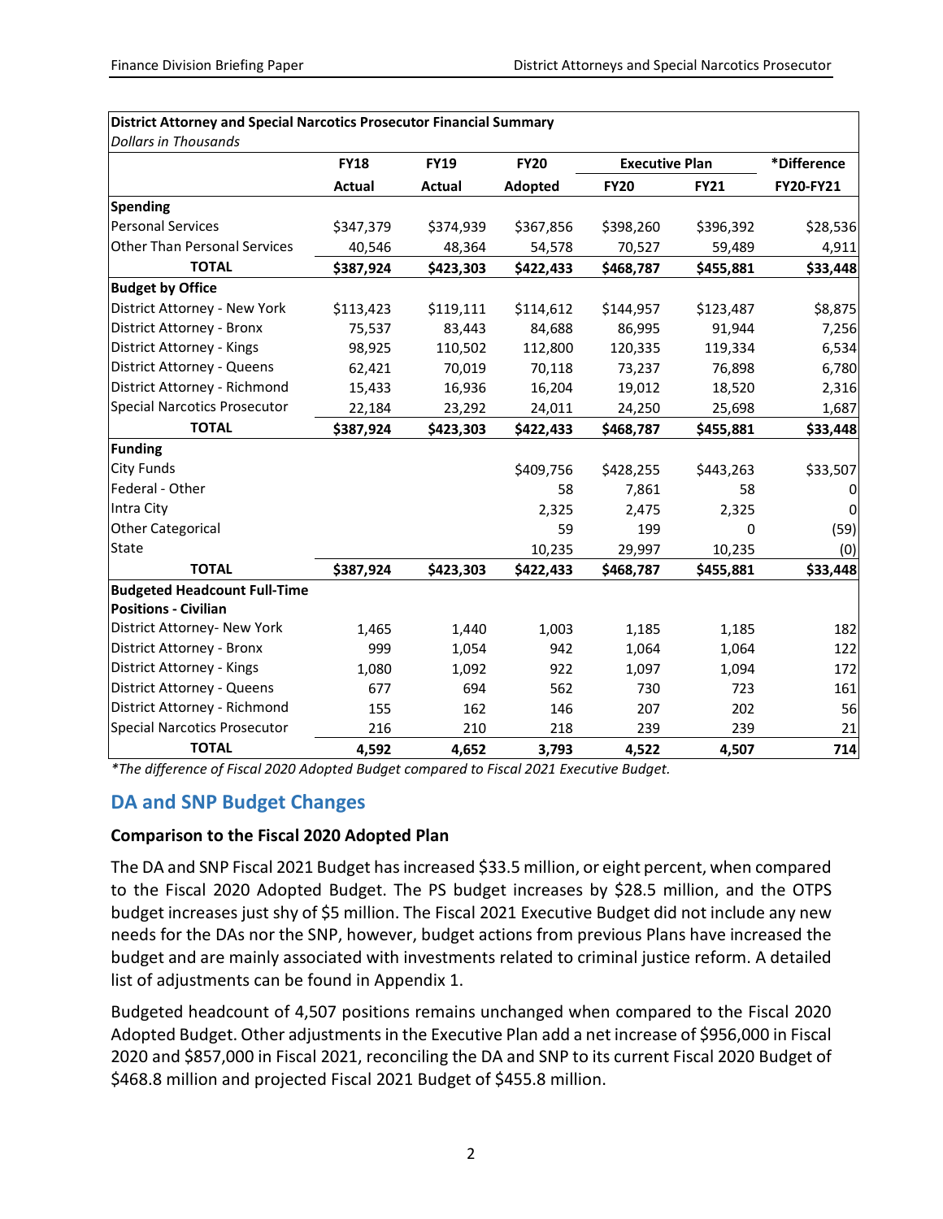| District Attorney and Special Narcotics Prosecutor Financial Summary | | | | | | |
|---|---|---|---|---|---|---|
| *Dollars in Thousands* | | | | | | |
| | FY18 | FY19 | FY20 | Executive Plan | | *Difference |
| | Actual | Actual | Adopted | FY20 | FY21 | FY20-FY21 |
| **Spending** | | | | | | |
| Personal Services | $347,379 | $374,939 | $367,856 | $398,260 | $396,392 | $28,536 |
| Other Than Personal Services | 40,546 | 48,364 | 54,578 | 70,527 | 59,489 | 4,911 |
| **TOTAL** | **$387,924** | **$423,303** | **$422,433** | **$468,787** | **$455,881** | **$33,448** |
| **Budget by Office** | | | | | | |
| District Attorney - New York | $113,423 | $119,111 | $114,612 | $144,957 | $123,487 | $8,875 |
| District Attorney - Bronx | 75,537 | 83,443 | 84,688 | 86,995 | 91,944 | 7,256 |
| District Attorney - Kings | 98,925 | 110,502 | 112,800 | 120,335 | 119,334 | 6,534 |
| District Attorney - Queens | 62,421 | 70,019 | 70,118 | 73,237 | 76,898 | 6,780 |
| District Attorney - Richmond | 15,433 | 16,936 | 16,204 | 19,012 | 18,520 | 2,316 |
| Special Narcotics Prosecutor | 22,184 | 23,292 | 24,011 | 24,250 | 25,698 | 1,687 |
| **TOTAL** | **$387,924** | **$423,303** | **$422,433** | **$468,787** | **$455,881** | **$33,448** |
| **Funding** | | | | | | |
| City Funds | | | $409,756 | $428,255 | $443,263 | $33,507 |
| Federal - Other | | | 58 | 7,861 | 58 | 0 |
| Intra City | | | 2,325 | 2,475 | 2,325 | 0 |
| Other Categorical | | | 59 | 199 | 0 | (59) |
| State | | | 10,235 | 29,997 | 10,235 | (0) |
| **TOTAL** | **$387,924** | **$423,303** | **$422,433** | **$468,787** | **$455,881** | **$33,448** |
| **Budgeted Headcount Full-Time Positions - Civilian** | | | | | | |
| District Attorney- New York | 1,465 | 1,440 | 1,003 | 1,185 | 1,185 | 182 |
| District Attorney - Bronx | 999 | 1,054 | 942 | 1,064 | 1,064 | 122 |
| District Attorney - Kings | 1,080 | 1,092 | 922 | 1,097 | 1,094 | 172 |
| District Attorney - Queens | 677 | 694 | 562 | 730 | 723 | 161 |
| District Attorney - Richmond | 155 | 162 | 146 | 207 | 202 | 56 |
| Special Narcotics Prosecutor | 216 | 210 | 218 | 239 | 239 | 21 |
| **TOTAL** | **4,592** | **4,652** | **3,793** | **4,522** | **4,507** | **714** |

*\*The difference of Fiscal 2020 Adopted Budget compared to Fiscal 2021 Executive Budget.*

## DA and SNP Budget Changes

### Comparison to the Fiscal 2020 Adopted Plan

The DA and SNP Fiscal 2021 Budget has increased $33.5 million, or eight percent, when compared to the Fiscal 2020 Adopted Budget. The PS budget increases by $28.5 million, and the OTPS budget increases just shy of $5 million. The Fiscal 2021 Executive Budget did not include any new needs for the DAs nor the SNP, however, budget actions from previous Plans have increased the budget and are mainly associated with investments related to criminal justice reform. A detailed list of adjustments can be found in Appendix 1.

Budgeted headcount of 4,507 positions remains unchanged when compared to the Fiscal 2020 Adopted Budget. Other adjustments in the Executive Plan add a net increase of $956,000 in Fiscal 2020 and $857,000 in Fiscal 2021, reconciling the DA and SNP to its current Fiscal 2020 Budget of $468.8 million and projected Fiscal 2021 Budget of $455.8 million.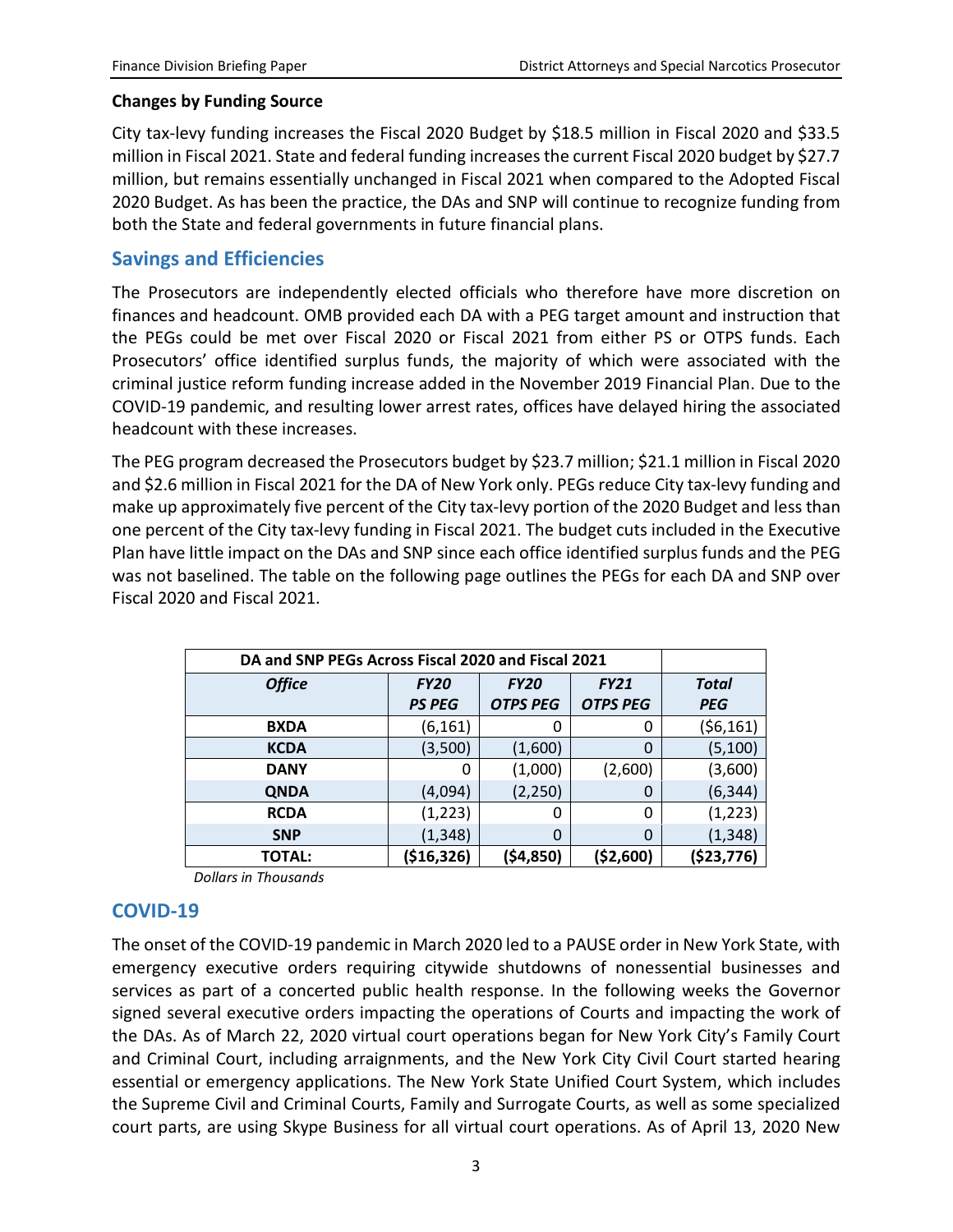**Changes by Funding Source**

City tax-levy funding increases the Fiscal 2020 Budget by $18.5 million in Fiscal 2020 and $33.5 million in Fiscal 2021. State and federal funding increases the current Fiscal 2020 budget by $27.7 million, but remains essentially unchanged in Fiscal 2021 when compared to the Adopted Fiscal 2020 Budget. As has been the practice, the DAs and SNP will continue to recognize funding from both the State and federal governments in future financial plans.

## Savings and Efficiencies

The Prosecutors are independently elected officials who therefore have more discretion on finances and headcount. OMB provided each DA with a PEG target amount and instruction that the PEGs could be met over Fiscal 2020 or Fiscal 2021 from either PS or OTPS funds. Each Prosecutors' office identified surplus funds, the majority of which were associated with the criminal justice reform funding increase added in the November 2019 Financial Plan. Due to the COVID-19 pandemic, and resulting lower arrest rates, offices have delayed hiring the associated headcount with these increases.

The PEG program decreased the Prosecutors budget by $23.7 million; $21.1 million in Fiscal 2020 and $2.6 million in Fiscal 2021 for the DA of New York only. PEGs reduce City tax-levy funding and make up approximately five percent of the City tax-levy portion of the 2020 Budget and less than one percent of the City tax-levy funding in Fiscal 2021. The budget cuts included in the Executive Plan have little impact on the DAs and SNP since each office identified surplus funds and the PEG was not baselined. The table on the following page outlines the PEGs for each DA and SNP over Fiscal 2020 and Fiscal 2021.

| DA and SNP PEGs Across Fiscal 2020 and Fiscal 2021 | | | | |
|---|---|---|---|---|
| ***Office*** | ***FY20 PS PEG*** | ***FY20 OTPS PEG*** | ***FY21 OTPS PEG*** | ***Total PEG*** |
| **BXDA** | (6,161) | 0 | 0 | ($6,161) |
| **KCDA** | (3,500) | (1,600) | 0 | (5,100) |
| **DANY** | 0 | (1,000) | (2,600) | (3,600) |
| **QNDA** | (4,094) | (2,250) | 0 | (6,344) |
| **RCDA** | (1,223) | 0 | 0 | (1,223) |
| **SNP** | (1,348) | 0 | 0 | (1,348) |
| **TOTAL:** | **($16,326)** | **($4,850)** | **($2,600)** | **($23,776)** |

*Dollars in Thousands*

## COVID-19

The onset of the COVID-19 pandemic in March 2020 led to a PAUSE order in New York State, with emergency executive orders requiring citywide shutdowns of nonessential businesses and services as part of a concerted public health response. In the following weeks the Governor signed several executive orders impacting the operations of Courts and impacting the work of the DAs. As of March 22, 2020 virtual court operations began for New York City's Family Court and Criminal Court, including arraignments, and the New York City Civil Court started hearing essential or emergency applications. The New York State Unified Court System, which includes the Supreme Civil and Criminal Courts, Family and Surrogate Courts, as well as some specialized court parts, are using Skype Business for all virtual court operations. As of April 13, 2020 New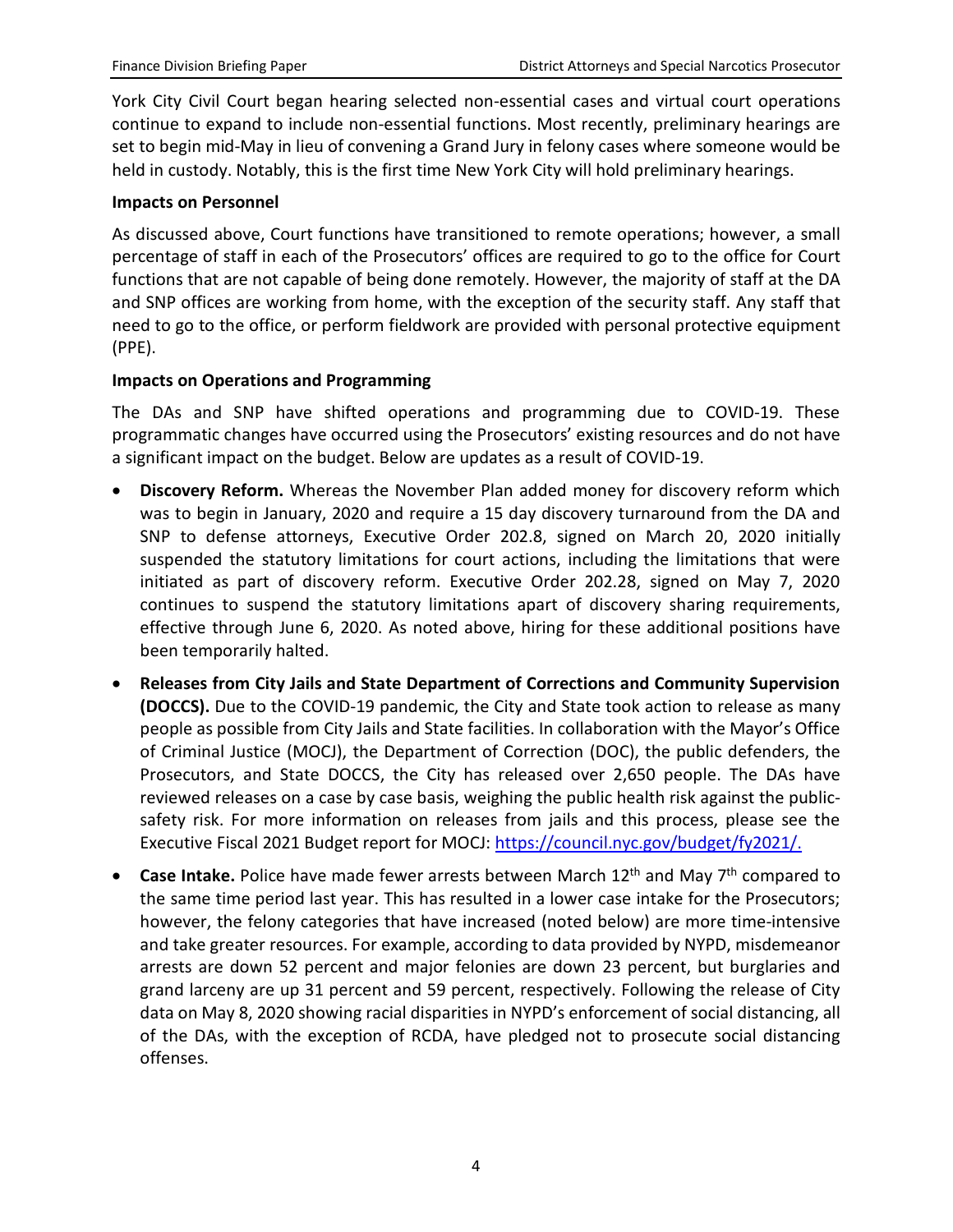York City Civil Court began hearing selected non-essential cases and virtual court operations continue to expand to include non-essential functions. Most recently, preliminary hearings are set to begin mid-May in lieu of convening a Grand Jury in felony cases where someone would be held in custody. Notably, this is the first time New York City will hold preliminary hearings.

**Impacts on Personnel**

As discussed above, Court functions have transitioned to remote operations; however, a small percentage of staff in each of the Prosecutors' offices are required to go to the office for Court functions that are not capable of being done remotely. However, the majority of staff at the DA and SNP offices are working from home, with the exception of the security staff. Any staff that need to go to the office, or perform fieldwork are provided with personal protective equipment (PPE).

**Impacts on Operations and Programming**

The DAs and SNP have shifted operations and programming due to COVID-19. These programmatic changes have occurred using the Prosecutors' existing resources and do not have a significant impact on the budget. Below are updates as a result of COVID-19.

- **Discovery Reform.** Whereas the November Plan added money for discovery reform which was to begin in January, 2020 and require a 15 day discovery turnaround from the DA and SNP to defense attorneys, Executive Order 202.8, signed on March 20, 2020 initially suspended the statutory limitations for court actions, including the limitations that were initiated as part of discovery reform. Executive Order 202.28, signed on May 7, 2020 continues to suspend the statutory limitations apart of discovery sharing requirements, effective through June 6, 2020. As noted above, hiring for these additional positions have been temporarily halted.
- **Releases from City Jails and State Department of Corrections and Community Supervision (DOCCS).** Due to the COVID-19 pandemic, the City and State took action to release as many people as possible from City Jails and State facilities. In collaboration with the Mayor's Office of Criminal Justice (MOCJ), the Department of Correction (DOC), the public defenders, the Prosecutors, and State DOCCS, the City has released over 2,650 people. The DAs have reviewed releases on a case by case basis, weighing the public health risk against the public-safety risk. For more information on releases from jails and this process, please see the Executive Fiscal 2021 Budget report for MOCJ: https://council.nyc.gov/budget/fy2021/.
- **Case Intake.** Police have made fewer arrests between March 12th and May 7th compared to the same time period last year. This has resulted in a lower case intake for the Prosecutors; however, the felony categories that have increased (noted below) are more time-intensive and take greater resources. For example, according to data provided by NYPD, misdemeanor arrests are down 52 percent and major felonies are down 23 percent, but burglaries and grand larceny are up 31 percent and 59 percent, respectively. Following the release of City data on May 8, 2020 showing racial disparities in NYPD's enforcement of social distancing, all of the DAs, with the exception of RCDA, have pledged not to prosecute social distancing offenses.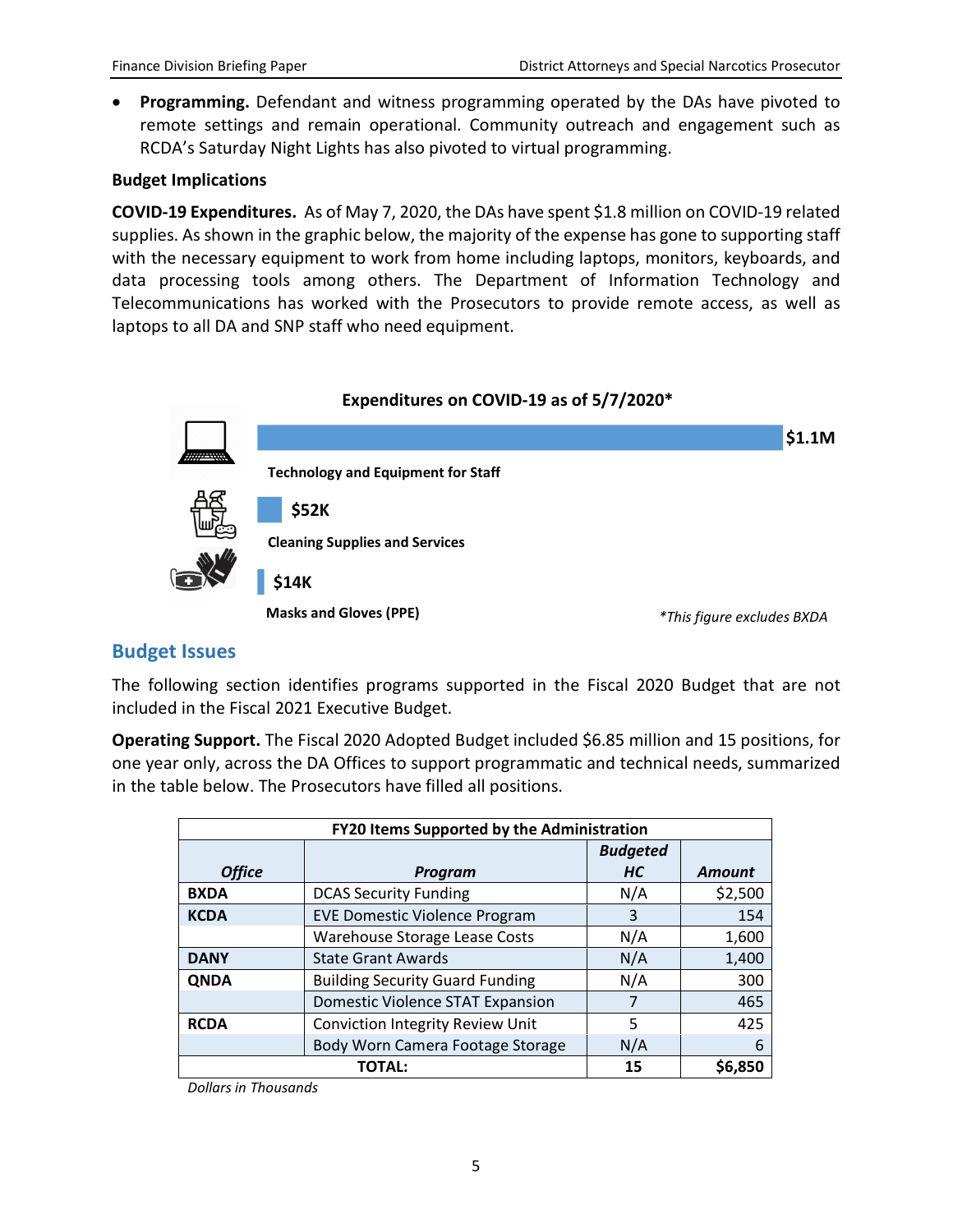- **Programming.** Defendant and witness programming operated by the DAs have pivoted to remote settings and remain operational. Community outreach and engagement such as RCDA's Saturday Night Lights has also pivoted to virtual programming.

**Budget Implications**

**COVID-19 Expenditures.** As of May 7, 2020, the DAs have spent $1.8 million on COVID-19 related supplies. As shown in the graphic below, the majority of the expense has gone to supporting staff with the necessary equipment to work from home including laptops, monitors, keyboards, and data processing tools among others. The Department of Information Technology and Telecommunications has worked with the Prosecutors to provide remote access, as well as laptops to all DA and SNP staff who need equipment.

**Expenditures on COVID-19 as of 5/7/2020***

| Category | Amount |
|---|---|
| Technology and Equipment for Staff | $1.1M |
| Cleaning Supplies and Services | $52K |
| Masks and Gloves (PPE) | $14K |

*This figure excludes BXDA

## Budget Issues

The following section identifies programs supported in the Fiscal 2020 Budget that are not included in the Fiscal 2021 Executive Budget.

**Operating Support.** The Fiscal 2020 Adopted Budget included $6.85 million and 15 positions, for one year only, across the DA Offices to support programmatic and technical needs, summarized in the table below. The Prosecutors have filled all positions.

| FY20 Items Supported by the Administration | | | |
|---|---|---|---|
| ***Office*** | ***Program*** | ***Budgeted HC*** | ***Amount*** |
| **BXDA** | DCAS Security Funding | N/A | $2,500 |
| **KCDA** | EVE Domestic Violence Program | 3 | 154 |
| | Warehouse Storage Lease Costs | N/A | 1,600 |
| **DANY** | State Grant Awards | N/A | 1,400 |
| **QNDA** | Building Security Guard Funding | N/A | 300 |
| | Domestic Violence STAT Expansion | 7 | 465 |
| **RCDA** | Conviction Integrity Review Unit | 5 | 425 |
| | Body Worn Camera Footage Storage | N/A | 6 |
| **TOTAL:** | | **15** | **$6,850** |

*Dollars in Thousands*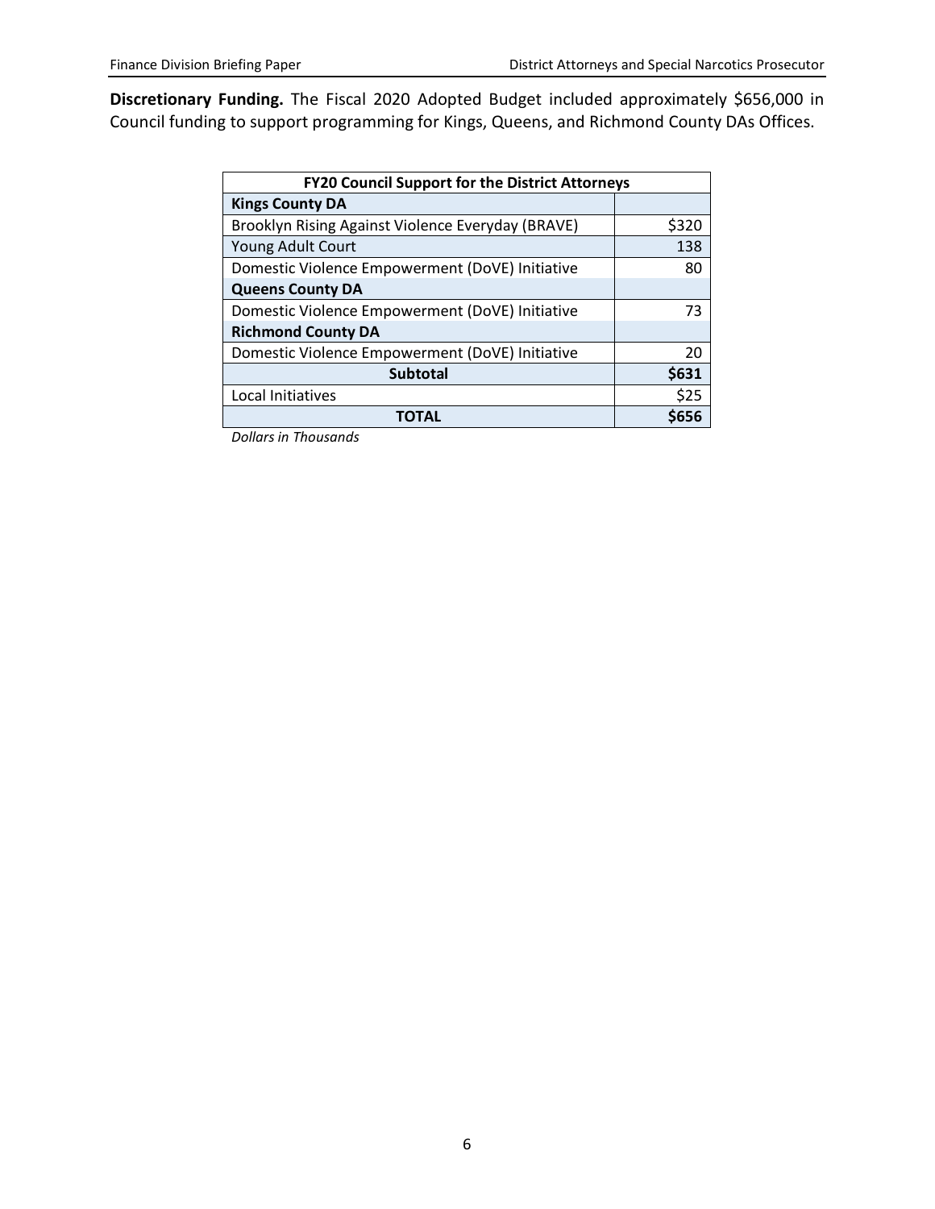**Discretionary Funding.** The Fiscal 2020 Adopted Budget included approximately $656,000 in Council funding to support programming for Kings, Queens, and Richmond County DAs Offices.

| FY20 Council Support for the District Attorneys | |
|---|---|
| **Kings County DA** | |
| Brooklyn Rising Against Violence Everyday (BRAVE) | $320 |
| Young Adult Court | 138 |
| Domestic Violence Empowerment (DoVE) Initiative | 80 |
| **Queens County DA** | |
| Domestic Violence Empowerment (DoVE) Initiative | 73 |
| **Richmond County DA** | |
| Domestic Violence Empowerment (DoVE) Initiative | 20 |
| **Subtotal** | **$631** |
| Local Initiatives | $25 |
| **TOTAL** | **$656** |

*Dollars in Thousands*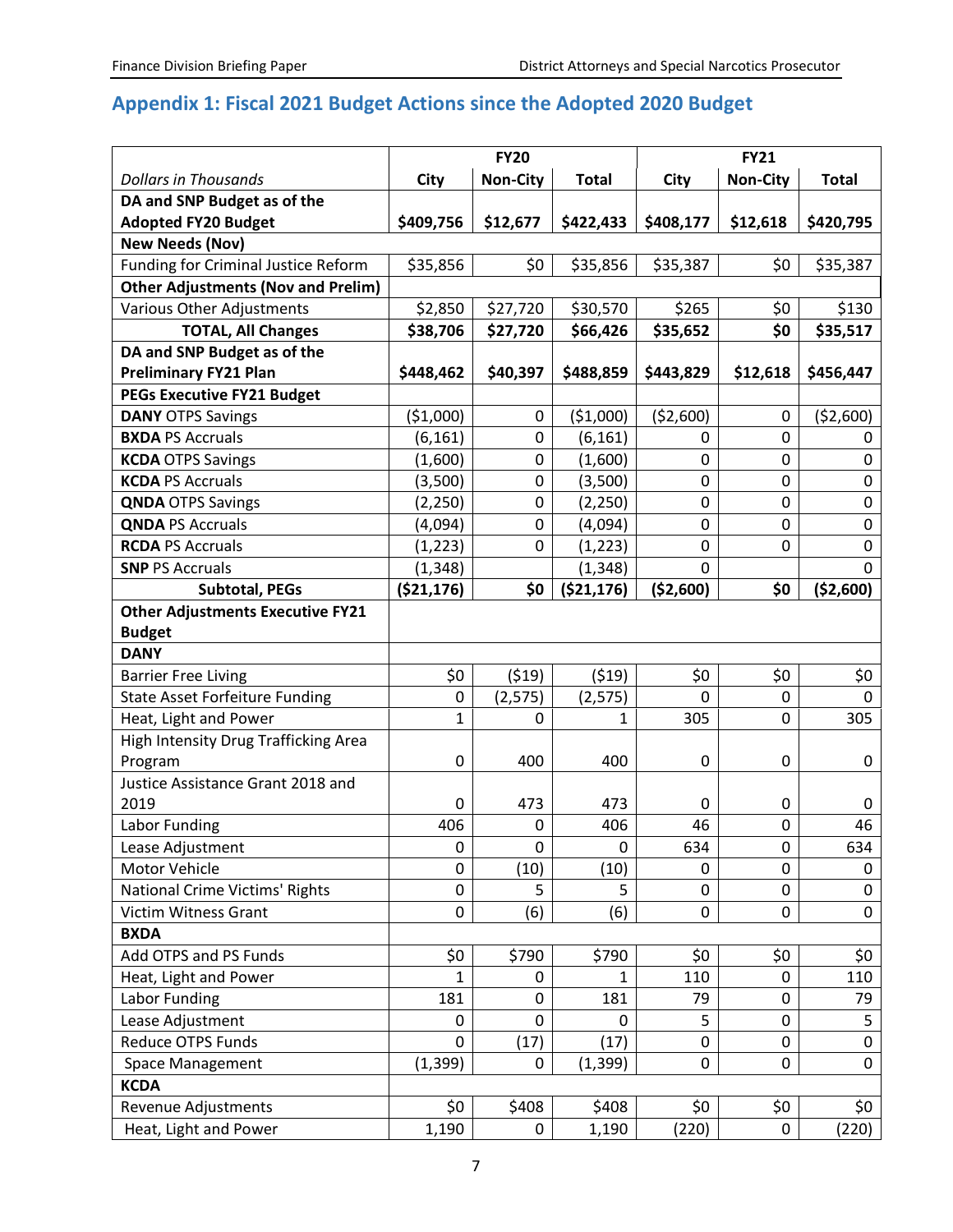## Appendix 1: Fiscal 2021 Budget Actions since the Adopted 2020 Budget

| | FY20 | | | FY21 | | |
|---|---|---|---|---|---|---|
| *Dollars in Thousands* | **City** | **Non-City** | **Total** | **City** | **Non-City** | **Total** |
| **DA and SNP Budget as of the Adopted FY20 Budget** | **$409,756** | **$12,677** | **$422,433** | **$408,177** | **$12,618** | **$420,795** |
| **New Needs (Nov)** | | | | | | |
| Funding for Criminal Justice Reform | $35,856 | $0 | $35,856 | $35,387 | $0 | $35,387 |
| **Other Adjustments (Nov and Prelim)** | | | | | | |
| Various Other Adjustments | $2,850 | $27,720 | $30,570 | $265 | $0 | $130 |
| **TOTAL, All Changes** | **$38,706** | **$27,720** | **$66,426** | **$35,652** | **$0** | **$35,517** |
| **DA and SNP Budget as of the Preliminary FY21 Plan** | **$448,462** | **$40,397** | **$488,859** | **$443,829** | **$12,618** | **$456,447** |
| **PEGs Executive FY21 Budget** | | | | | | |
| **DANY** OTPS Savings | ($1,000) | 0 | ($1,000) | ($2,600) | 0 | ($2,600) |
| **BXDA** PS Accruals | (6,161) | 0 | (6,161) | 0 | 0 | 0 |
| **KCDA** OTPS Savings | (1,600) | 0 | (1,600) | 0 | 0 | 0 |
| **KCDA** PS Accruals | (3,500) | 0 | (3,500) | 0 | 0 | 0 |
| **QNDA** OTPS Savings | (2,250) | 0 | (2,250) | 0 | 0 | 0 |
| **QNDA** PS Accruals | (4,094) | 0 | (4,094) | 0 | 0 | 0 |
| **RCDA** PS Accruals | (1,223) | 0 | (1,223) | 0 | 0 | 0 |
| **SNP** PS Accruals | (1,348) | | (1,348) | 0 | | 0 |
| **Subtotal, PEGs** | **($21,176)** | **$0** | **($21,176)** | **($2,600)** | **$0** | **($2,600)** |
| **Other Adjustments Executive FY21 Budget** | | | | | | |
| **DANY** | | | | | | |
| Barrier Free Living | $0 | ($19) | ($19) | $0 | $0 | $0 |
| State Asset Forfeiture Funding | 0 | (2,575) | (2,575) | 0 | 0 | 0 |
| Heat, Light and Power | 1 | 0 | 1 | 305 | 0 | 305 |
| High Intensity Drug Trafficking Area Program | 0 | 400 | 400 | 0 | 0 | 0 |
| Justice Assistance Grant 2018 and 2019 | 0 | 473 | 473 | 0 | 0 | 0 |
| Labor Funding | 406 | 0 | 406 | 46 | 0 | 46 |
| Lease Adjustment | 0 | 0 | 0 | 634 | 0 | 634 |
| Motor Vehicle | 0 | (10) | (10) | 0 | 0 | 0 |
| National Crime Victims' Rights | 0 | 5 | 5 | 0 | 0 | 0 |
| Victim Witness Grant | 0 | (6) | (6) | 0 | 0 | 0 |
| **BXDA** | | | | | | |
| Add OTPS and PS Funds | $0 | $790 | $790 | $0 | $0 | $0 |
| Heat, Light and Power | 1 | 0 | 1 | 110 | 0 | 110 |
| Labor Funding | 181 | 0 | 181 | 79 | 0 | 79 |
| Lease Adjustment | 0 | 0 | 0 | 5 | 0 | 5 |
| Reduce OTPS Funds | 0 | (17) | (17) | 0 | 0 | 0 |
| Space Management | (1,399) | 0 | (1,399) | 0 | 0 | 0 |
| **KCDA** | | | | | | |
| Revenue Adjustments | $0 | $408 | $408 | $0 | $0 | $0 |
| Heat, Light and Power | 1,190 | 0 | 1,190 | (220) | 0 | (220) |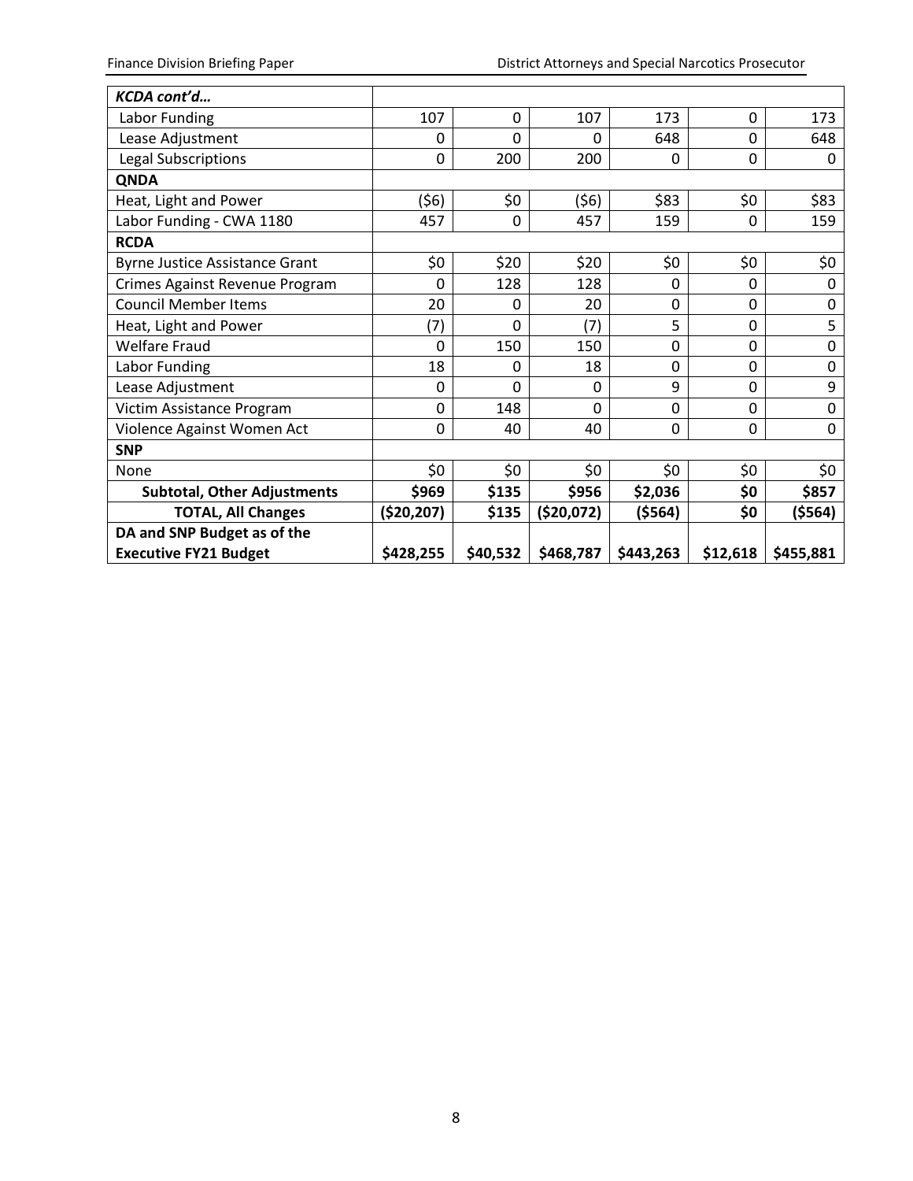| | | | | | | |
|---|---|---|---|---|---|---|
| ***KCDA cont'd…*** | | | | | | |
| Labor Funding | 107 | 0 | 107 | 173 | 0 | 173 |
| Lease Adjustment | 0 | 0 | 0 | 648 | 0 | 648 |
| Legal Subscriptions | 0 | 200 | 200 | 0 | 0 | 0 |
| **QNDA** | | | | | | |
| Heat, Light and Power | ($6) | $0 | ($6) | $83 | $0 | $83 |
| Labor Funding - CWA 1180 | 457 | 0 | 457 | 159 | 0 | 159 |
| **RCDA** | | | | | | |
| Byrne Justice Assistance Grant | $0 | $20 | $20 | $0 | $0 | $0 |
| Crimes Against Revenue Program | 0 | 128 | 128 | 0 | 0 | 0 |
| Council Member Items | 20 | 0 | 20 | 0 | 0 | 0 |
| Heat, Light and Power | (7) | 0 | (7) | 5 | 0 | 5 |
| Welfare Fraud | 0 | 150 | 150 | 0 | 0 | 0 |
| Labor Funding | 18 | 0 | 18 | 0 | 0 | 0 |
| Lease Adjustment | 0 | 0 | 0 | 9 | 0 | 9 |
| Victim Assistance Program | 0 | 148 | 0 | 0 | 0 | 0 |
| Violence Against Women Act | 0 | 40 | 40 | 0 | 0 | 0 |
| **SNP** | | | | | | |
| None | $0 | $0 | $0 | $0 | $0 | $0 |
| **Subtotal, Other Adjustments** | **$969** | **$135** | **$956** | **$2,036** | **$0** | **$857** |
| **TOTAL, All Changes** | **($20,207)** | **$135** | **($20,072)** | **($564)** | **$0** | **($564)** |
| **DA and SNP Budget as of the Executive FY21 Budget** | **$428,255** | **$40,532** | **$468,787** | **$443,263** | **$12,618** | **$455,881** |